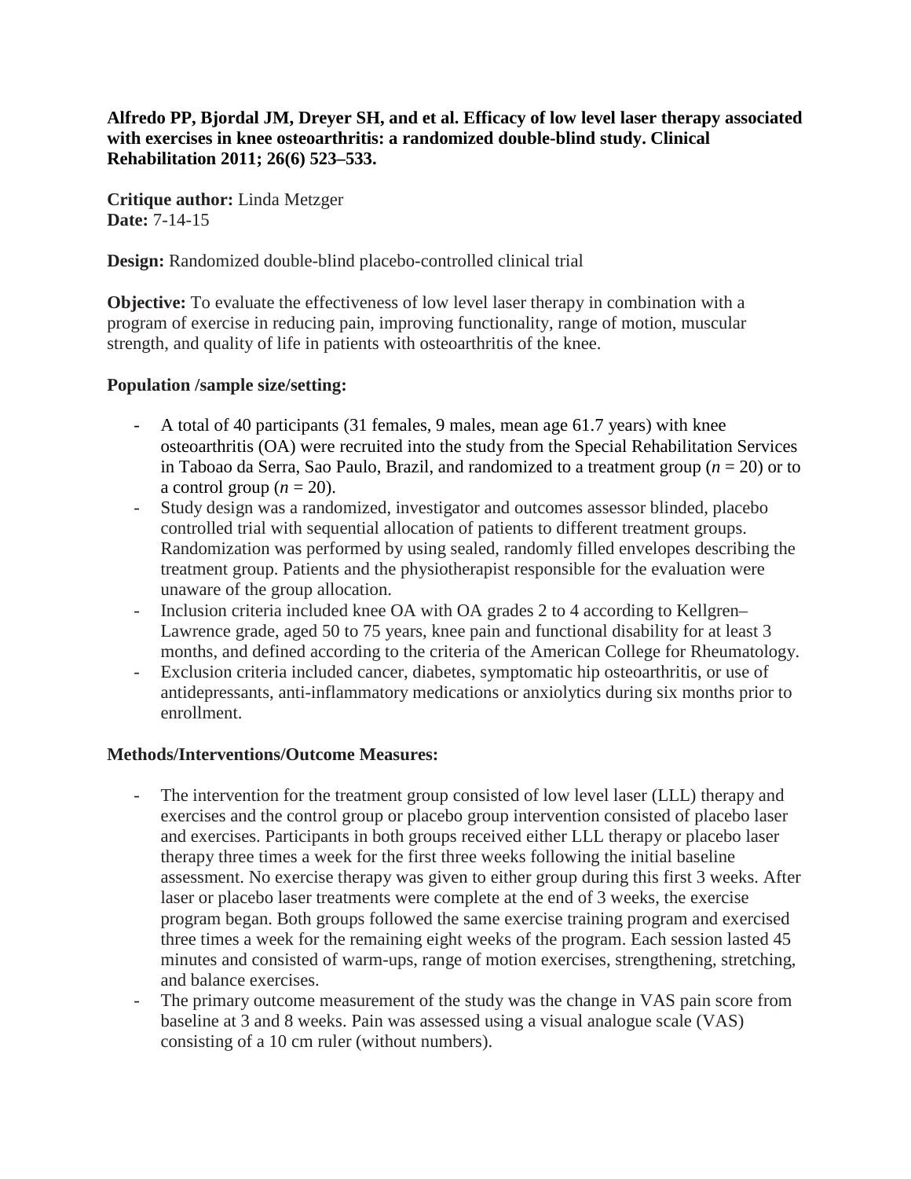**Alfredo PP, Bjordal JM, Dreyer SH, and et al. Efficacy of low level laser therapy associated with exercises in knee osteoarthritis: a randomized double-blind study. Clinical Rehabilitation 2011; 26(6) 523–533.**

**Critique author:** Linda Metzger
**Date:** 7-14-15

**Design:** Randomized double-blind placebo-controlled clinical trial

**Objective:** To evaluate the effectiveness of low level laser therapy in combination with a program of exercise in reducing pain, improving functionality, range of motion, muscular strength, and quality of life in patients with osteoarthritis of the knee.

**Population /sample size/setting:**

- A total of 40 participants (31 females, 9 males, mean age 61.7 years) with knee osteoarthritis (OA) were recruited into the study from the Special Rehabilitation Services in Taboao da Serra, Sao Paulo, Brazil, and randomized to a treatment group ($n$ = 20) or to a control group ($n$ = 20).
- Study design was a randomized, investigator and outcomes assessor blinded, placebo controlled trial with sequential allocation of patients to different treatment groups. Randomization was performed by using sealed, randomly filled envelopes describing the treatment group. Patients and the physiotherapist responsible for the evaluation were unaware of the group allocation.
- Inclusion criteria included knee OA with OA grades 2 to 4 according to Kellgren–Lawrence grade, aged 50 to 75 years, knee pain and functional disability for at least 3 months, and defined according to the criteria of the American College for Rheumatology.
- Exclusion criteria included cancer, diabetes, symptomatic hip osteoarthritis, or use of antidepressants, anti-inflammatory medications or anxiolytics during six months prior to enrollment.

**Methods/Interventions/Outcome Measures:**

- The intervention for the treatment group consisted of low level laser (LLL) therapy and exercises and the control group or placebo group intervention consisted of placebo laser and exercises. Participants in both groups received either LLL therapy or placebo laser therapy three times a week for the first three weeks following the initial baseline assessment. No exercise therapy was given to either group during this first 3 weeks. After laser or placebo laser treatments were complete at the end of 3 weeks, the exercise program began. Both groups followed the same exercise training program and exercised three times a week for the remaining eight weeks of the program. Each session lasted 45 minutes and consisted of warm-ups, range of motion exercises, strengthening, stretching, and balance exercises.
- The primary outcome measurement of the study was the change in VAS pain score from baseline at 3 and 8 weeks. Pain was assessed using a visual analogue scale (VAS) consisting of a 10 cm ruler (without numbers).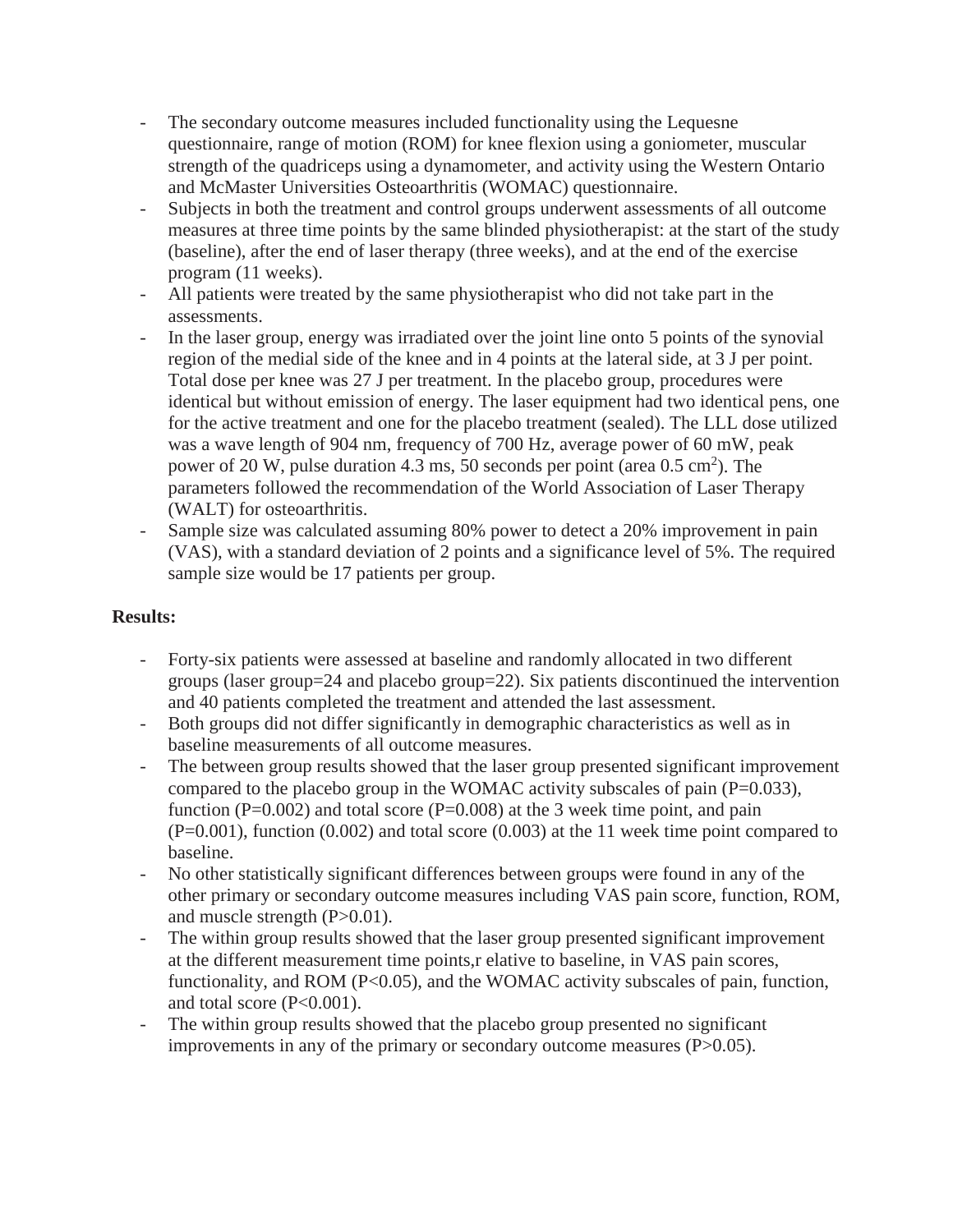- The secondary outcome measures included functionality using the Lequesne questionnaire, range of motion (ROM) for knee flexion using a goniometer, muscular strength of the quadriceps using a dynamometer, and activity using the Western Ontario and McMaster Universities Osteoarthritis (WOMAC) questionnaire.
- Subjects in both the treatment and control groups underwent assessments of all outcome measures at three time points by the same blinded physiotherapist: at the start of the study (baseline), after the end of laser therapy (three weeks), and at the end of the exercise program (11 weeks).
- All patients were treated by the same physiotherapist who did not take part in the assessments.
- In the laser group, energy was irradiated over the joint line onto 5 points of the synovial region of the medial side of the knee and in 4 points at the lateral side, at 3 J per point. Total dose per knee was 27 J per treatment. In the placebo group, procedures were identical but without emission of energy. The laser equipment had two identical pens, one for the active treatment and one for the placebo treatment (sealed). The LLL dose utilized was a wave length of 904 nm, frequency of 700 Hz, average power of 60 mW, peak power of 20 W, pulse duration 4.3 ms, 50 seconds per point (area 0.5 $cm^2$). The parameters followed the recommendation of the World Association of Laser Therapy (WALT) for osteoarthritis.
- Sample size was calculated assuming 80% power to detect a 20% improvement in pain (VAS), with a standard deviation of 2 points and a significance level of 5%. The required sample size would be 17 patients per group.

**Results:**

- Forty-six patients were assessed at baseline and randomly allocated in two different groups (laser group=24 and placebo group=22). Six patients discontinued the intervention and 40 patients completed the treatment and attended the last assessment.
- Both groups did not differ significantly in demographic characteristics as well as in baseline measurements of all outcome measures.
- The between group results showed that the laser group presented significant improvement compared to the placebo group in the WOMAC activity subscales of pain (P=0.033), function (P=0.002) and total score (P=0.008) at the 3 week time point, and pain (P=0.001), function (0.002) and total score (0.003) at the 11 week time point compared to baseline.
- No other statistically significant differences between groups were found in any of the other primary or secondary outcome measures including VAS pain score, function, ROM, and muscle strength (P>0.01).
- The within group results showed that the laser group presented significant improvement at the different measurement time points,r elative to baseline, in VAS pain scores, functionality, and ROM (P<0.05), and the WOMAC activity subscales of pain, function, and total score (P<0.001).
- The within group results showed that the placebo group presented no significant improvements in any of the primary or secondary outcome measures (P>0.05).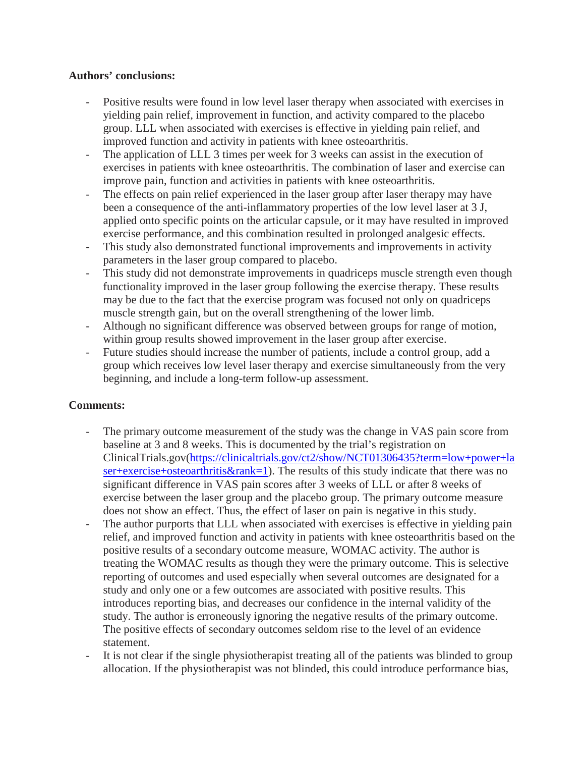**Authors' conclusions:**

- Positive results were found in low level laser therapy when associated with exercises in yielding pain relief, improvement in function, and activity compared to the placebo group. LLL when associated with exercises is effective in yielding pain relief, and improved function and activity in patients with knee osteoarthritis.
- The application of LLL 3 times per week for 3 weeks can assist in the execution of exercises in patients with knee osteoarthritis. The combination of laser and exercise can improve pain, function and activities in patients with knee osteoarthritis.
- The effects on pain relief experienced in the laser group after laser therapy may have been a consequence of the anti-inflammatory properties of the low level laser at 3 J, applied onto specific points on the articular capsule, or it may have resulted in improved exercise performance, and this combination resulted in prolonged analgesic effects.
- This study also demonstrated functional improvements and improvements in activity parameters in the laser group compared to placebo.
- This study did not demonstrate improvements in quadriceps muscle strength even though functionality improved in the laser group following the exercise therapy. These results may be due to the fact that the exercise program was focused not only on quadriceps muscle strength gain, but on the overall strengthening of the lower limb.
- Although no significant difference was observed between groups for range of motion, within group results showed improvement in the laser group after exercise.
- Future studies should increase the number of patients, include a control group, add a group which receives low level laser therapy and exercise simultaneously from the very beginning, and include a long-term follow-up assessment.

**Comments:**

- The primary outcome measurement of the study was the change in VAS pain score from baseline at 3 and 8 weeks. This is documented by the trial's registration on ClinicalTrials.gov(https://clinicaltrials.gov/ct2/show/NCT01306435?term=low+power+laser+exercise+osteoarthritis&rank=1). The results of this study indicate that there was no significant difference in VAS pain scores after 3 weeks of LLL or after 8 weeks of exercise between the laser group and the placebo group. The primary outcome measure does not show an effect. Thus, the effect of laser on pain is negative in this study.
- The author purports that LLL when associated with exercises is effective in yielding pain relief, and improved function and activity in patients with knee osteoarthritis based on the positive results of a secondary outcome measure, WOMAC activity. The author is treating the WOMAC results as though they were the primary outcome. This is selective reporting of outcomes and used especially when several outcomes are designated for a study and only one or a few outcomes are associated with positive results. This introduces reporting bias, and decreases our confidence in the internal validity of the study. The author is erroneously ignoring the negative results of the primary outcome. The positive effects of secondary outcomes seldom rise to the level of an evidence statement.
- It is not clear if the single physiotherapist treating all of the patients was blinded to group allocation. If the physiotherapist was not blinded, this could introduce performance bias,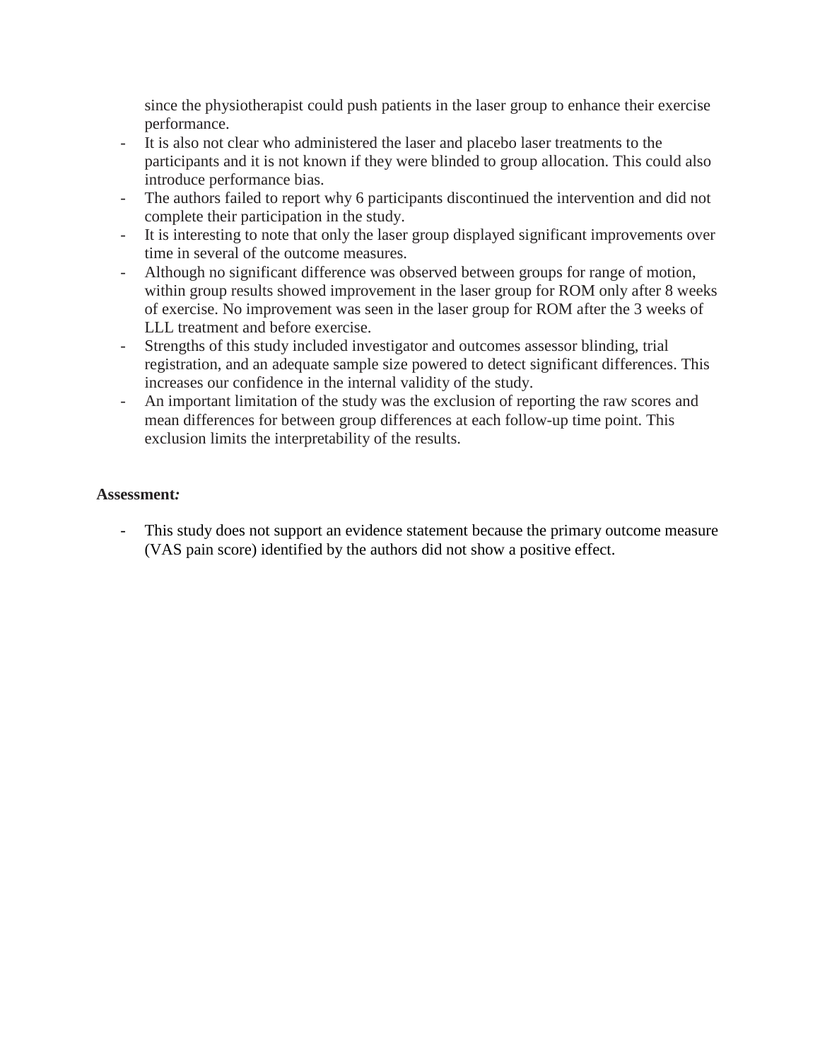since the physiotherapist could push patients in the laser group to enhance their exercise performance.

- It is also not clear who administered the laser and placebo laser treatments to the participants and it is not known if they were blinded to group allocation. This could also introduce performance bias.
- The authors failed to report why 6 participants discontinued the intervention and did not complete their participation in the study.
- It is interesting to note that only the laser group displayed significant improvements over time in several of the outcome measures.
- Although no significant difference was observed between groups for range of motion, within group results showed improvement in the laser group for ROM only after 8 weeks of exercise. No improvement was seen in the laser group for ROM after the 3 weeks of LLL treatment and before exercise.
- Strengths of this study included investigator and outcomes assessor blinding, trial registration, and an adequate sample size powered to detect significant differences. This increases our confidence in the internal validity of the study.
- An important limitation of the study was the exclusion of reporting the raw scores and mean differences for between group differences at each follow-up time point. This exclusion limits the interpretability of the results.

**Assessment*:***

- This study does not support an evidence statement because the primary outcome measure (VAS pain score) identified by the authors did not show a positive effect.